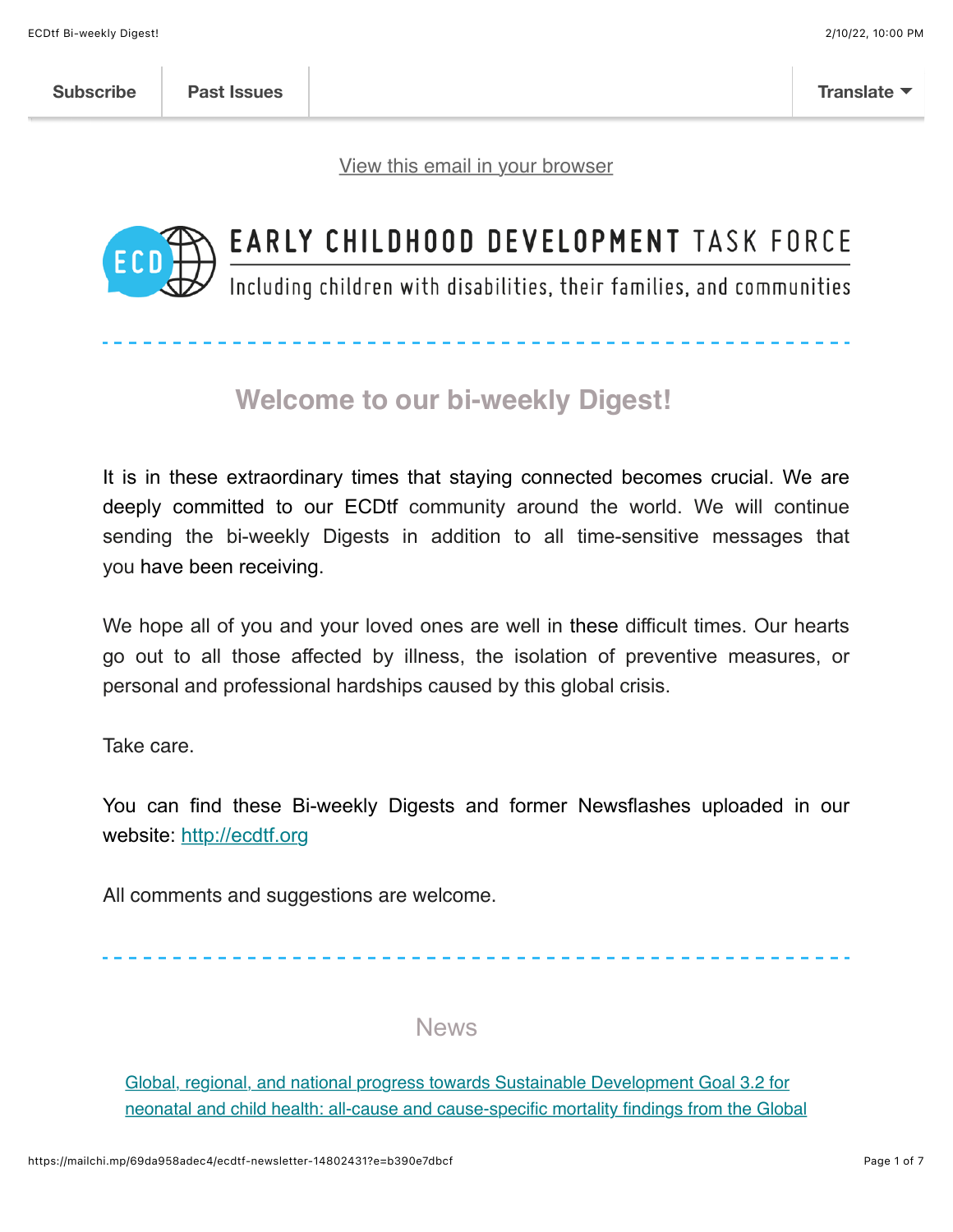Subscribe | Past Issues | Translate

[View this email in your browser]

EARLY CHILDHOOD DEVELOPMENT TASK FORCE

Including children with disabilities, their families, and communities

## Welcome to our bi-weekly Digest!

It is in these extraordinary times that staying connected becomes crucial. We are deeply committed to our ECDtf community around the world. We will continue sending the bi-weekly Digests in addition to all time-sensitive messages that you have been receiving.

We hope all of you and your loved ones are well in these difficult times. Our hearts go out to all those affected by illness, the isolation of preventive measures, or personal and professional hardships caused by this global crisis.

Take care.

You can find these Bi-weekly Digests and former Newsflashes uploaded in our website: http://ecdtf.org

All comments and suggestions are welcome.

## News

[Global, regional, and national progress towards Sustainable Development Goal 3.2 for neonatal and child health: all-cause and cause-specific mortality findings from the Global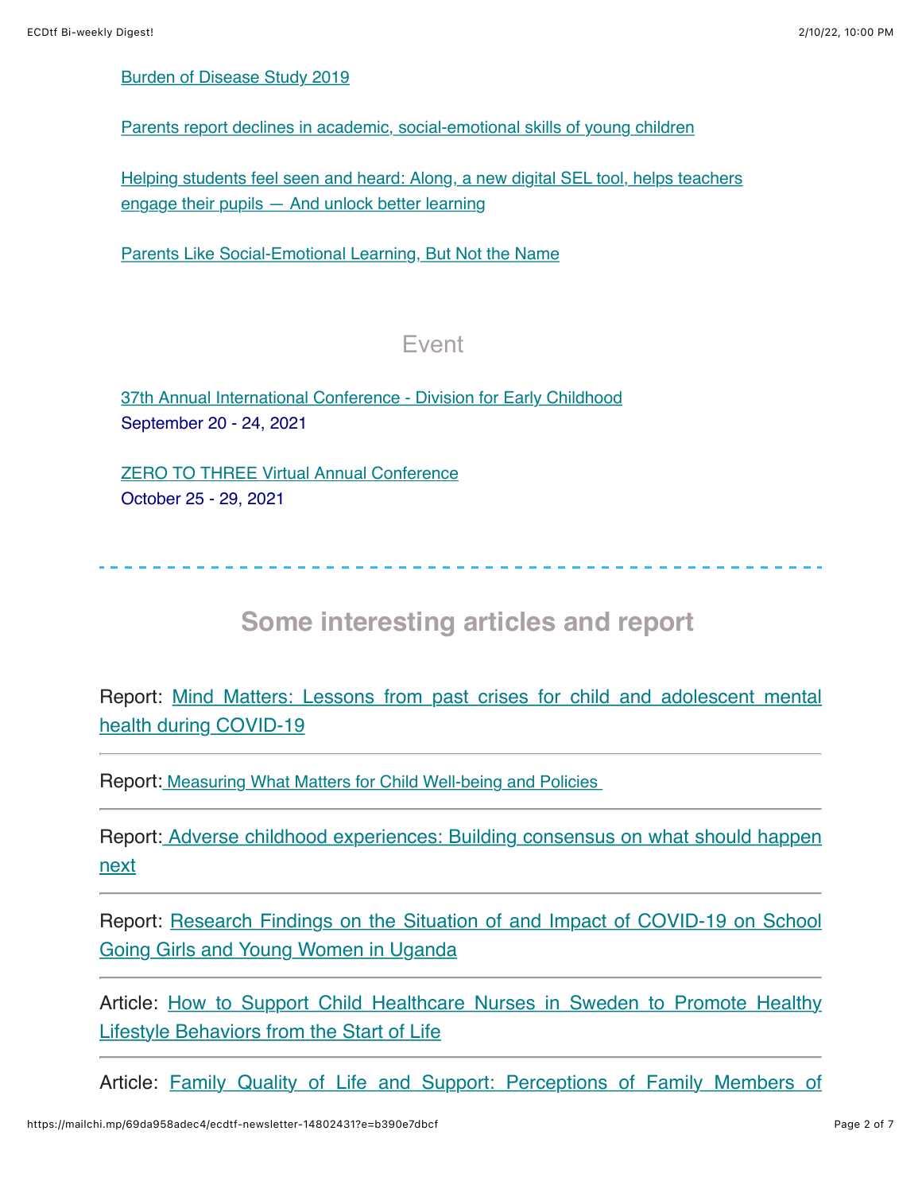Burden of Disease Study 2019

Parents report declines in academic, social-emotional skills of young children

Helping students feel seen and heard: Along, a new digital SEL tool, helps teachers engage their pupils — And unlock better learning

Parents Like Social-Emotional Learning, But Not the Name

## Event

37th Annual International Conference - Division for Early Childhood
September 20 - 24, 2021

ZERO TO THREE Virtual Annual Conference
October 25 - 29, 2021

---

## Some interesting articles and report

Report: Mind Matters: Lessons from past crises for child and adolescent mental health during COVID-19

---

Report: Measuring What Matters for Child Well-being and Policies

---

Report: Adverse childhood experiences: Building consensus on what should happen next

---

Report: Research Findings on the Situation of and Impact of COVID-19 on School Going Girls and Young Women in Uganda

---

Article: How to Support Child Healthcare Nurses in Sweden to Promote Healthy Lifestyle Behaviors from the Start of Life

---

Article: Family Quality of Life and Support: Perceptions of Family Members of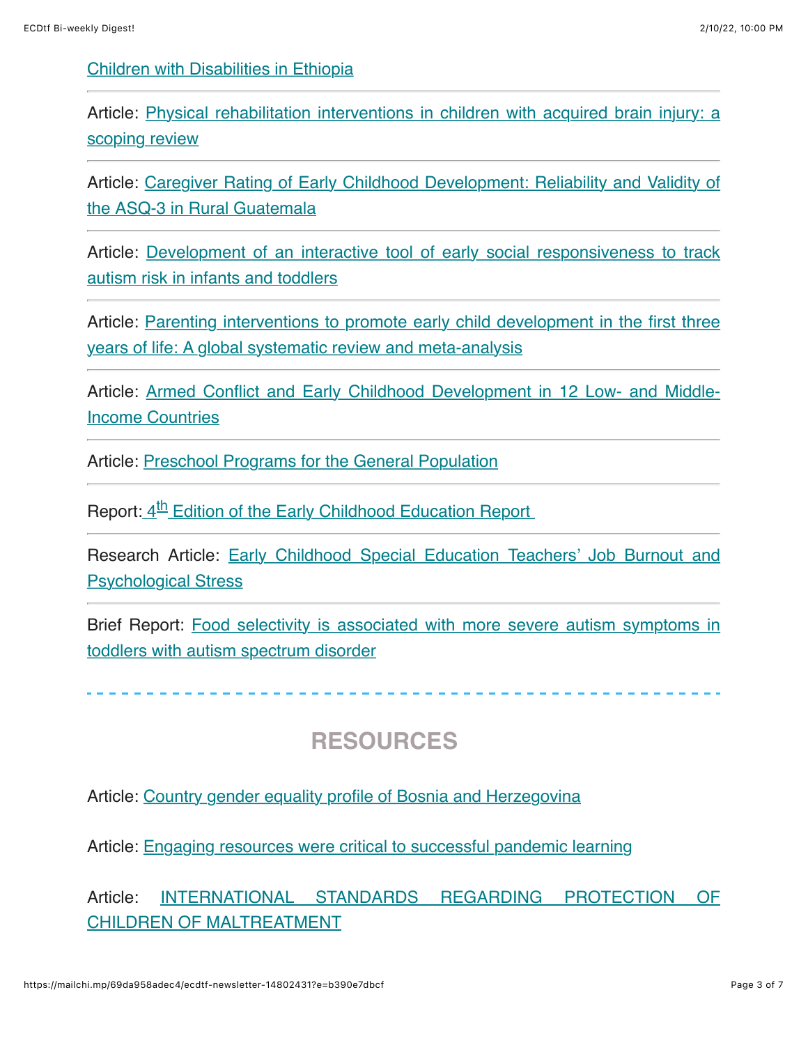Children with Disabilities in Ethiopia

---

Article: Physical rehabilitation interventions in children with acquired brain injury: a scoping review

---

Article: Caregiver Rating of Early Childhood Development: Reliability and Validity of the ASQ-3 in Rural Guatemala

---

Article: Development of an interactive tool of early social responsiveness to track autism risk in infants and toddlers

---

Article: Parenting interventions to promote early child development in the first three years of life: A global systematic review and meta-analysis

---

Article: Armed Conflict and Early Childhood Development in 12 Low- and Middle-Income Countries

---

Article: Preschool Programs for the General Population

---

Report: 4th Edition of the Early Childhood Education Report

---

Research Article: Early Childhood Special Education Teachers' Job Burnout and Psychological Stress

---

Brief Report: Food selectivity is associated with more severe autism symptoms in toddlers with autism spectrum disorder

---

## RESOURCES

Article: Country gender equality profile of Bosnia and Herzegovina

Article: Engaging resources were critical to successful pandemic learning

Article: INTERNATIONAL STANDARDS REGARDING PROTECTION OF CHILDREN OF MALTREATMENT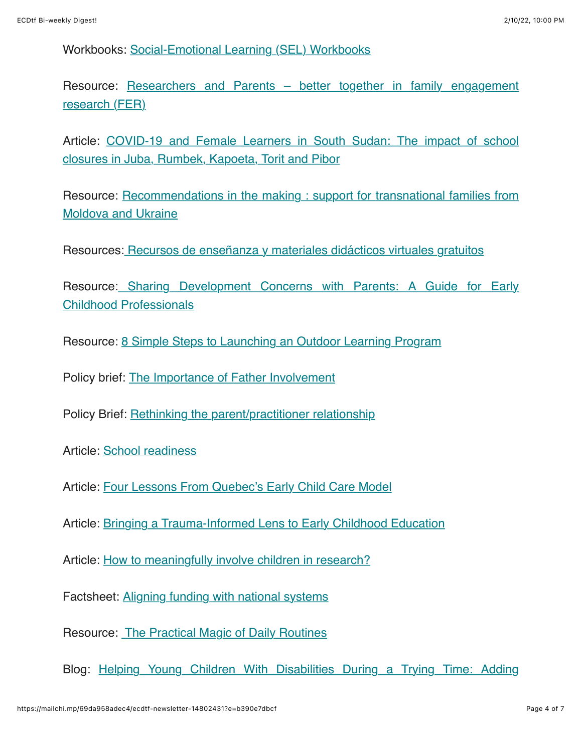Workbooks: Social-Emotional Learning (SEL) Workbooks

Resource: Researchers and Parents – better together in family engagement research (FER)

Article: COVID-19 and Female Learners in South Sudan: The impact of school closures in Juba, Rumbek, Kapoeta, Torit and Pibor

Resource: Recommendations in the making : support for transnational families from Moldova and Ukraine

Resources: Recursos de enseñanza y materiales didácticos virtuales gratuitos

Resource: Sharing Development Concerns with Parents: A Guide for Early Childhood Professionals

Resource: 8 Simple Steps to Launching an Outdoor Learning Program

Policy brief: The Importance of Father Involvement

Policy Brief: Rethinking the parent/practitioner relationship

Article: School readiness

Article: Four Lessons From Quebec's Early Child Care Model

Article: Bringing a Trauma-Informed Lens to Early Childhood Education

Article: How to meaningfully involve children in research?

Factsheet: Aligning funding with national systems

Resource: The Practical Magic of Daily Routines

Blog: Helping Young Children With Disabilities During a Trying Time: Adding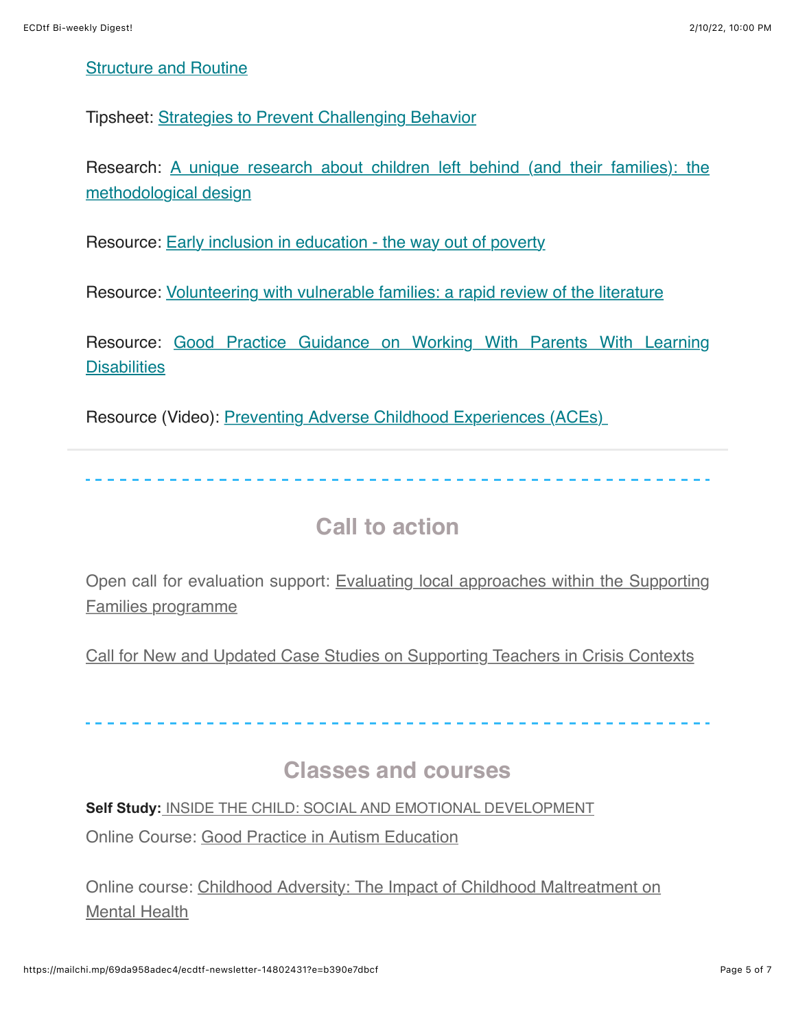Structure and Routine

Tipsheet: Strategies to Prevent Challenging Behavior

Research: A unique research about children left behind (and their families): the methodological design

Resource: Early inclusion in education - the way out of poverty

Resource: Volunteering with vulnerable families: a rapid review of the literature

Resource: Good Practice Guidance on Working With Parents With Learning Disabilities

Resource (Video): Preventing Adverse Childhood Experiences (ACEs)

---

## Call to action

Open call for evaluation support: Evaluating local approaches within the Supporting Families programme

Call for New and Updated Case Studies on Supporting Teachers in Crisis Contexts

---

## Classes and courses

**Self Study:** INSIDE THE CHILD: SOCIAL AND EMOTIONAL DEVELOPMENT

Online Course: Good Practice in Autism Education

Online course: Childhood Adversity: The Impact of Childhood Maltreatment on Mental Health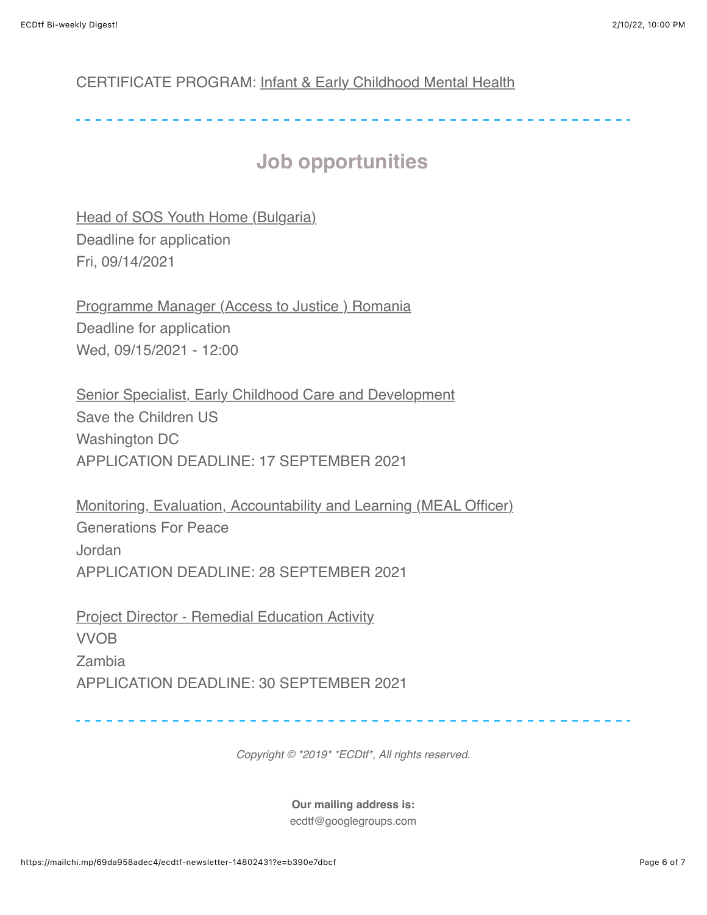CERTIFICATE PROGRAM: Infant & Early Childhood Mental Health

---

## Job opportunities

Head of SOS Youth Home (Bulgaria)
Deadline for application
Fri, 09/14/2021

Programme Manager (Access to Justice ) Romania
Deadline for application
Wed, 09/15/2021 - 12:00

Senior Specialist, Early Childhood Care and Development
Save the Children US
Washington DC
APPLICATION DEADLINE: 17 SEPTEMBER 2021

Monitoring, Evaluation, Accountability and Learning (MEAL Officer)
Generations For Peace
Jordan
APPLICATION DEADLINE: 28 SEPTEMBER 2021

Project Director - Remedial Education Activity
VVOB
Zambia
APPLICATION DEADLINE: 30 SEPTEMBER 2021

---

*Copyright © *2019* *ECDtf*, All rights reserved.*

**Our mailing address is:**
ecdtf@googlegroups.com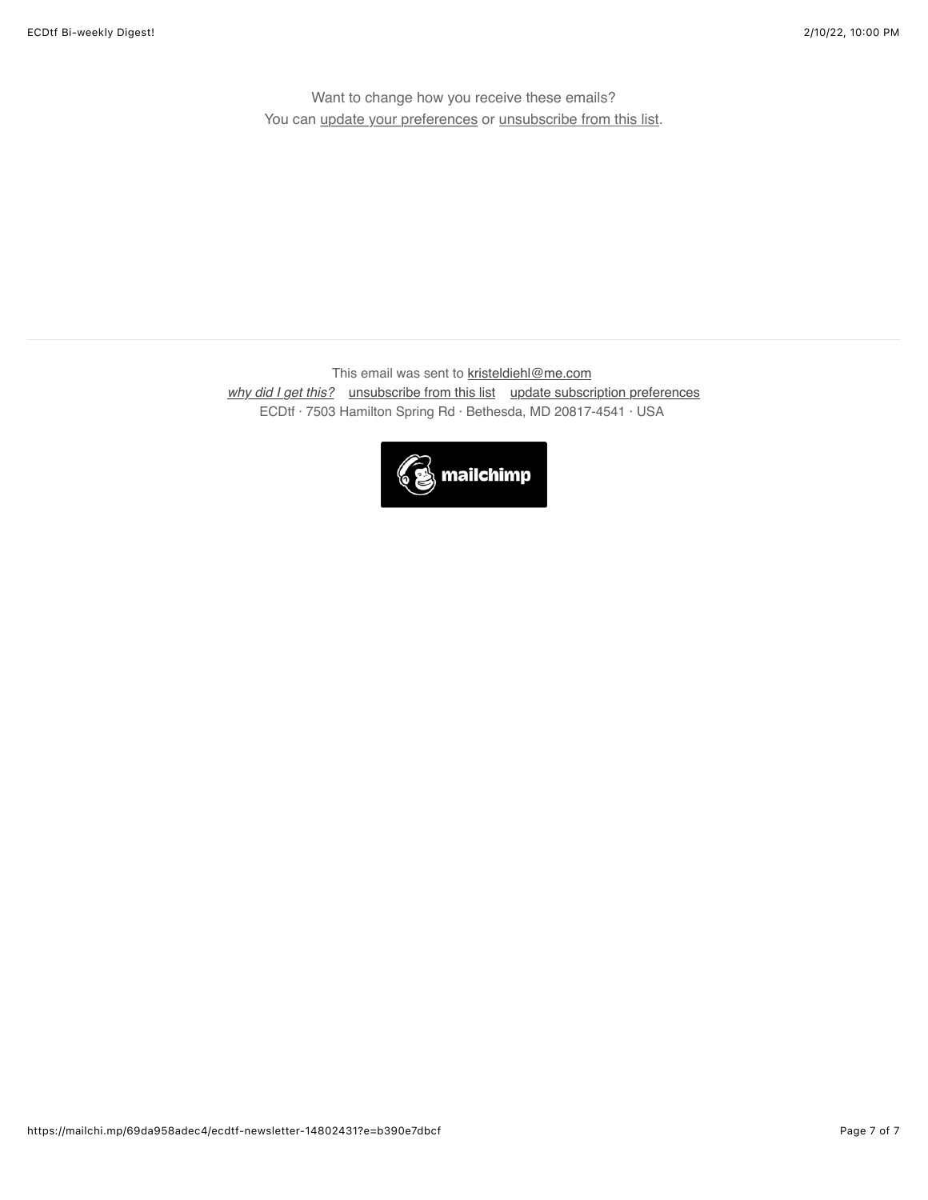Want to change how you receive these emails?
You can update your preferences or unsubscribe from this list.

---

This email was sent to kristeldiehl@me.com
*why did I get this?*    unsubscribe from this list    update subscription preferences
ECDtf · 7503 Hamilton Spring Rd · Bethesda, MD 20817-4541 · USA

mailchimp